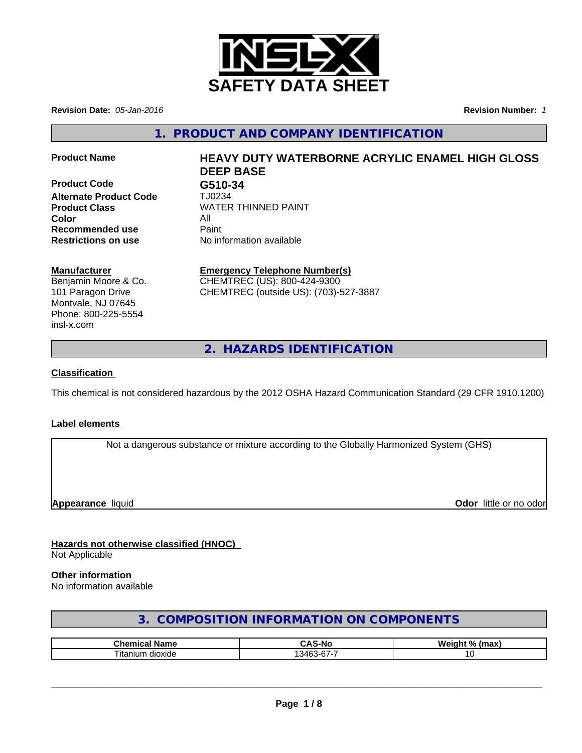# SAFETY DATA SHEET

**Revision Date:** *05-Jan-2016* **Revision Number:** *1*

## 1. PRODUCT AND COMPANY IDENTIFICATION

| | |
|---|---|
| **Product Name** | **HEAVY DUTY WATERBORNE ACRYLIC ENAMEL HIGH GLOSS DEEP BASE** |
| **Product Code** | **G510-34** |
| **Alternate Product Code** | TJ0234 |
| **Product Class** | WATER THINNED PAINT |
| **Color** | All |
| **Recommended use** | Paint |
| **Restrictions on use** | No information available |

**Manufacturer**
Benjamin Moore & Co.
101 Paragon Drive
Montvale, NJ 07645
Phone: 800-225-5554
insl-x.com

**Emergency Telephone Number(s)**
CHEMTREC (US): 800-424-9300
CHEMTREC (outside US): (703)-527-3887

## 2. HAZARDS IDENTIFICATION

### Classification

This chemical is not considered hazardous by the 2012 OSHA Hazard Communication Standard (29 CFR 1910.1200)

### Label elements

Not a dangerous substance or mixture according to the Globally Harmonized System (GHS)

**Appearance** liquid **Odor** little or no odor

### Hazards not otherwise classified (HNOC)

Not Applicable

### Other information

No information available

## 3. COMPOSITION INFORMATION ON COMPONENTS

| Chemical Name | CAS-No | Weight % (max) |
|---|---|---|
| Titanium dioxide | 13463-67-7 | 10 |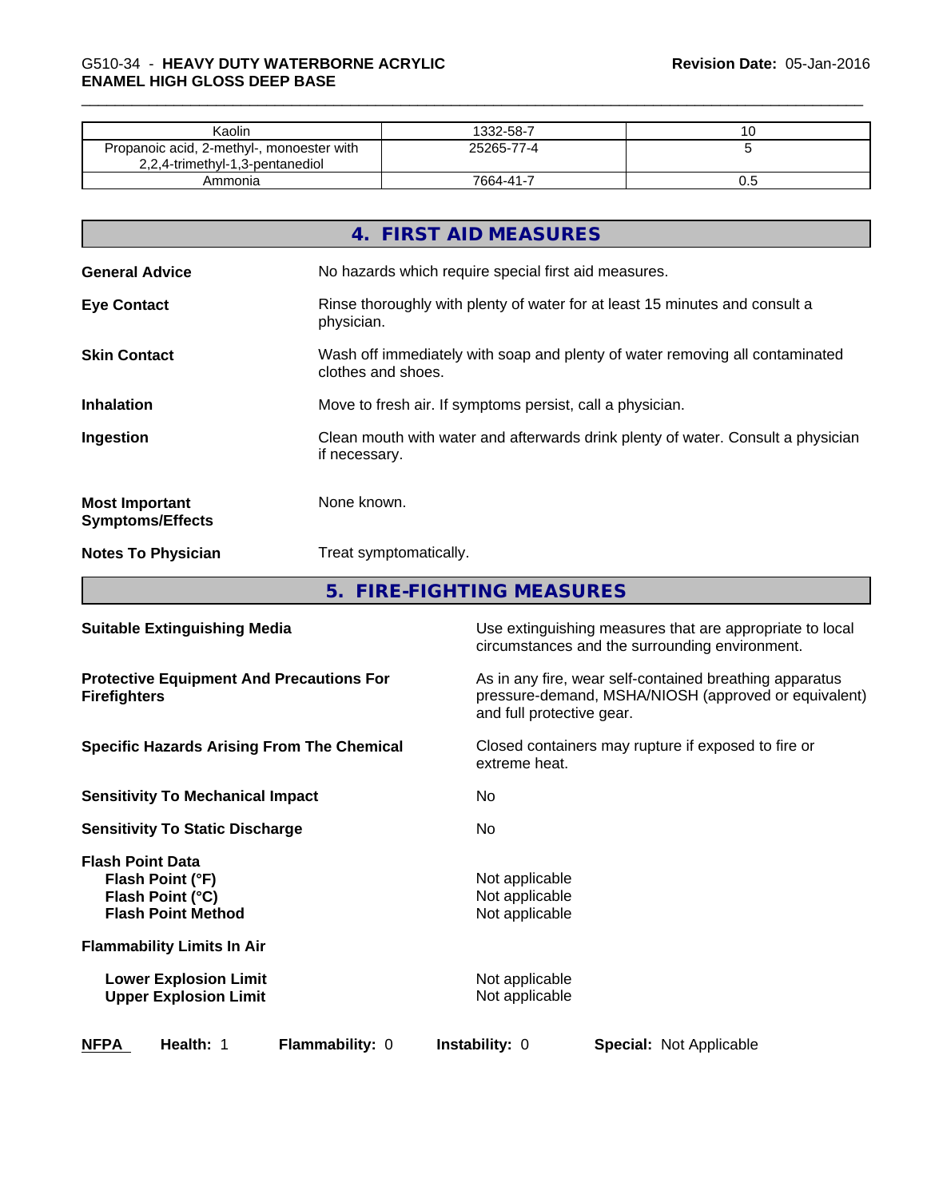| Kaolin | 1332-58-7 | 10 |
|---|---|---|
| Propanoic acid, 2-methyl-, monoester with 2,2,4-trimethyl-1,3-pentanediol | 25265-77-4 | 5 |
| Ammonia | 7664-41-7 | 0.5 |

## 4. FIRST AID MEASURES

**General Advice** No hazards which require special first aid measures.

**Eye Contact** Rinse thoroughly with plenty of water for at least 15 minutes and consult a physician.

**Skin Contact** Wash off immediately with soap and plenty of water removing all contaminated clothes and shoes.

**Inhalation** Move to fresh air. If symptoms persist, call a physician.

**Ingestion** Clean mouth with water and afterwards drink plenty of water. Consult a physician if necessary.

**Most Important Symptoms/Effects** None known.

**Notes To Physician** Treat symptomatically.

## 5. FIRE-FIGHTING MEASURES

**Suitable Extinguishing Media** Use extinguishing measures that are appropriate to local circumstances and the surrounding environment.

**Protective Equipment And Precautions For Firefighters** As in any fire, wear self-contained breathing apparatus pressure-demand, MSHA/NIOSH (approved or equivalent) and full protective gear.

**Specific Hazards Arising From The Chemical** Closed containers may rupture if exposed to fire or extreme heat.

**Sensitivity To Mechanical Impact** No

**Sensitivity To Static Discharge** No

**Flash Point Data**
- **Flash Point (°F)** Not applicable
- **Flash Point (°C)** Not applicable
- **Flash Point Method** Not applicable

**Flammability Limits In Air**
- **Lower Explosion Limit** Not applicable
- **Upper Explosion Limit** Not applicable

**NFPA** **Health:** 1 **Flammability:** 0 **Instability:** 0 **Special:** Not Applicable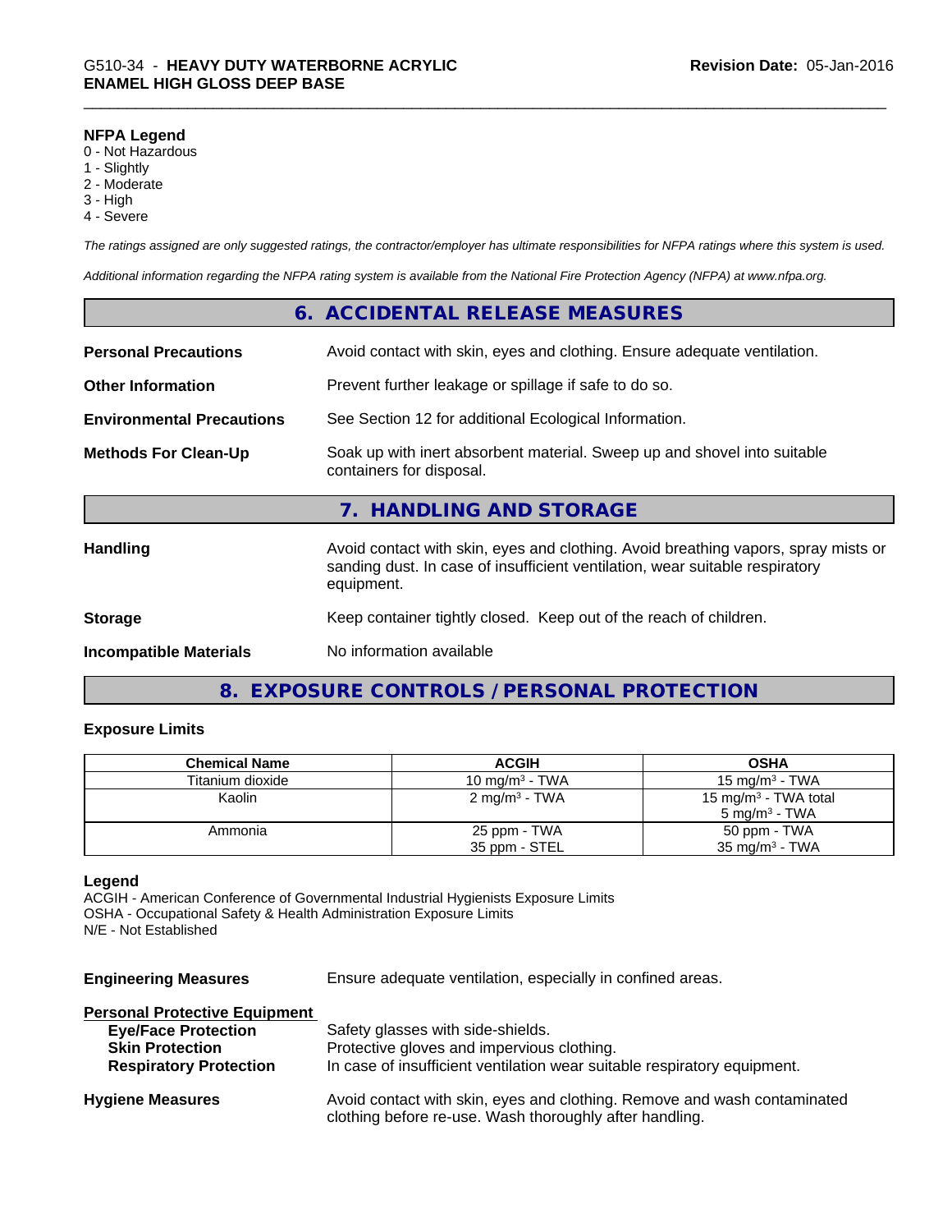**NFPA Legend**
0 - Not Hazardous
1 - Slightly
2 - Moderate
3 - High
4 - Severe

*The ratings assigned are only suggested ratings, the contractor/employer has ultimate responsibilities for NFPA ratings where this system is used.*

*Additional information regarding the NFPA rating system is available from the National Fire Protection Agency (NFPA) at www.nfpa.org.*

## 6. ACCIDENTAL RELEASE MEASURES

**Personal Precautions** Avoid contact with skin, eyes and clothing. Ensure adequate ventilation.

**Other Information** Prevent further leakage or spillage if safe to do so.

**Environmental Precautions** See Section 12 for additional Ecological Information.

**Methods For Clean-Up** Soak up with inert absorbent material. Sweep up and shovel into suitable containers for disposal.

## 7. HANDLING AND STORAGE

**Handling** Avoid contact with skin, eyes and clothing. Avoid breathing vapors, spray mists or sanding dust. In case of insufficient ventilation, wear suitable respiratory equipment.

**Storage** Keep container tightly closed. Keep out of the reach of children.

**Incompatible Materials** No information available

## 8. EXPOSURE CONTROLS / PERSONAL PROTECTION

### Exposure Limits

| Chemical Name | ACGIH | OSHA |
|---|---|---|
| Titanium dioxide | 10 mg/m$^3$ - TWA | 15 mg/m$^3$ - TWA |
| Kaolin | 2 mg/m$^3$ - TWA | 15 mg/m$^3$ - TWA total<br>5 mg/m$^3$ - TWA |
| Ammonia | 25 ppm - TWA<br>35 ppm - STEL | 50 ppm - TWA<br>35 mg/m$^3$ - TWA |

**Legend**
ACGIH - American Conference of Governmental Industrial Hygienists Exposure Limits
OSHA - Occupational Safety & Health Administration Exposure Limits
N/E - Not Established

**Engineering Measures** Ensure adequate ventilation, especially in confined areas.

**Personal Protective Equipment**

- **Eye/Face Protection** Safety glasses with side-shields.
- **Skin Protection** Protective gloves and impervious clothing.
- **Respiratory Protection** In case of insufficient ventilation wear suitable respiratory equipment.

**Hygiene Measures** Avoid contact with skin, eyes and clothing. Remove and wash contaminated clothing before re-use. Wash thoroughly after handling.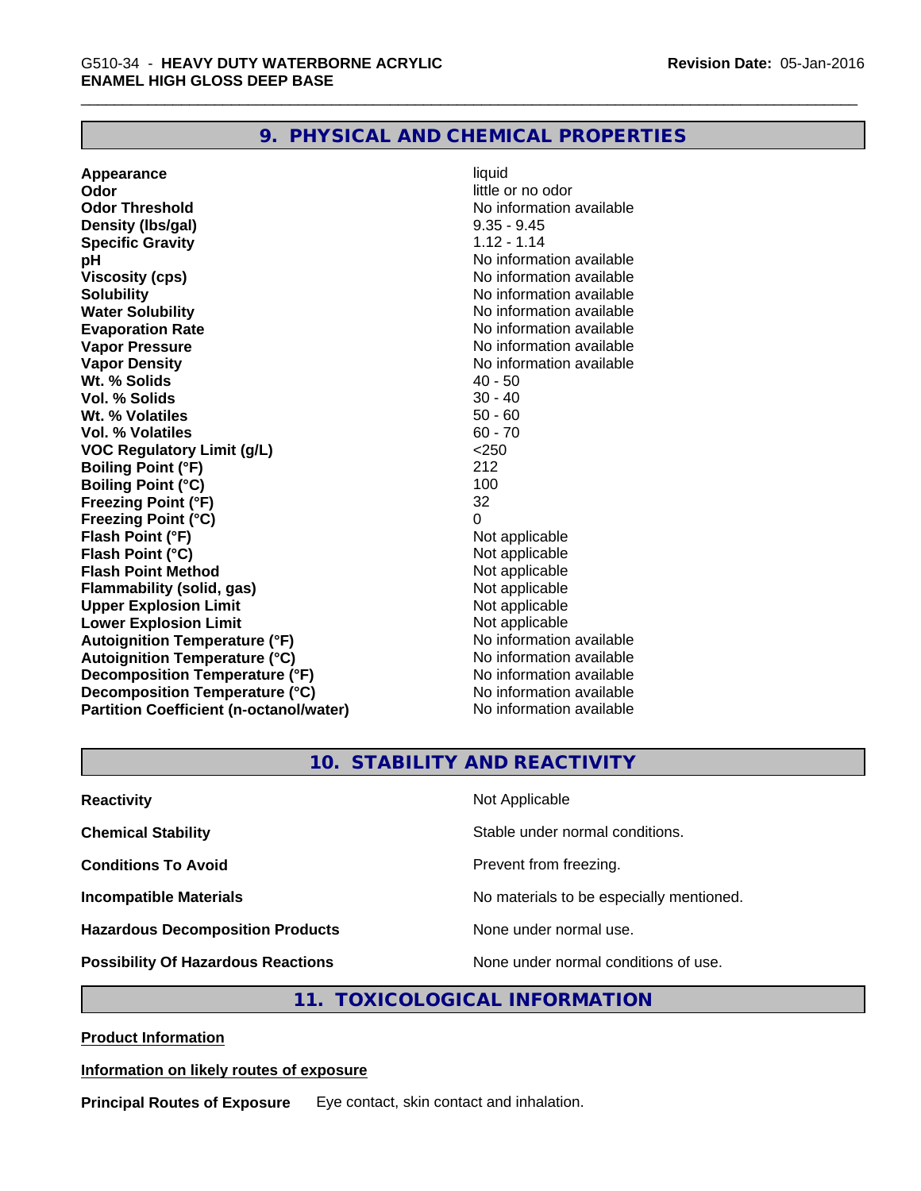## 9. PHYSICAL AND CHEMICAL PROPERTIES

| Property | Value |
|---|---|
| **Appearance** | liquid |
| **Odor** | little or no odor |
| **Odor Threshold** | No information available |
| **Density (lbs/gal)** | 9.35 - 9.45 |
| **Specific Gravity** | 1.12 - 1.14 |
| **pH** | No information available |
| **Viscosity (cps)** | No information available |
| **Solubility** | No information available |
| **Water Solubility** | No information available |
| **Evaporation Rate** | No information available |
| **Vapor Pressure** | No information available |
| **Vapor Density** | No information available |
| **Wt. % Solids** | 40 - 50 |
| **Vol. % Solids** | 30 - 40 |
| **Wt. % Volatiles** | 50 - 60 |
| **Vol. % Volatiles** | 60 - 70 |
| **VOC Regulatory Limit (g/L)** | <250 |
| **Boiling Point (°F)** | 212 |
| **Boiling Point (°C)** | 100 |
| **Freezing Point (°F)** | 32 |
| **Freezing Point (°C)** | 0 |
| **Flash Point (°F)** | Not applicable |
| **Flash Point (°C)** | Not applicable |
| **Flash Point Method** | Not applicable |
| **Flammability (solid, gas)** | Not applicable |
| **Upper Explosion Limit** | Not applicable |
| **Lower Explosion Limit** | Not applicable |
| **Autoignition Temperature (°F)** | No information available |
| **Autoignition Temperature (°C)** | No information available |
| **Decomposition Temperature (°F)** | No information available |
| **Decomposition Temperature (°C)** | No information available |
| **Partition Coefficient (n-octanol/water)** | No information available |

## 10. STABILITY AND REACTIVITY

| | |
|---|---|
| **Reactivity** | Not Applicable |
| **Chemical Stability** | Stable under normal conditions. |
| **Conditions To Avoid** | Prevent from freezing. |
| **Incompatible Materials** | No materials to be especially mentioned. |
| **Hazardous Decomposition Products** | None under normal use. |
| **Possibility Of Hazardous Reactions** | None under normal conditions of use. |

## 11. TOXICOLOGICAL INFORMATION

**Product Information**

**Information on likely routes of exposure**

**Principal Routes of Exposure** Eye contact, skin contact and inhalation.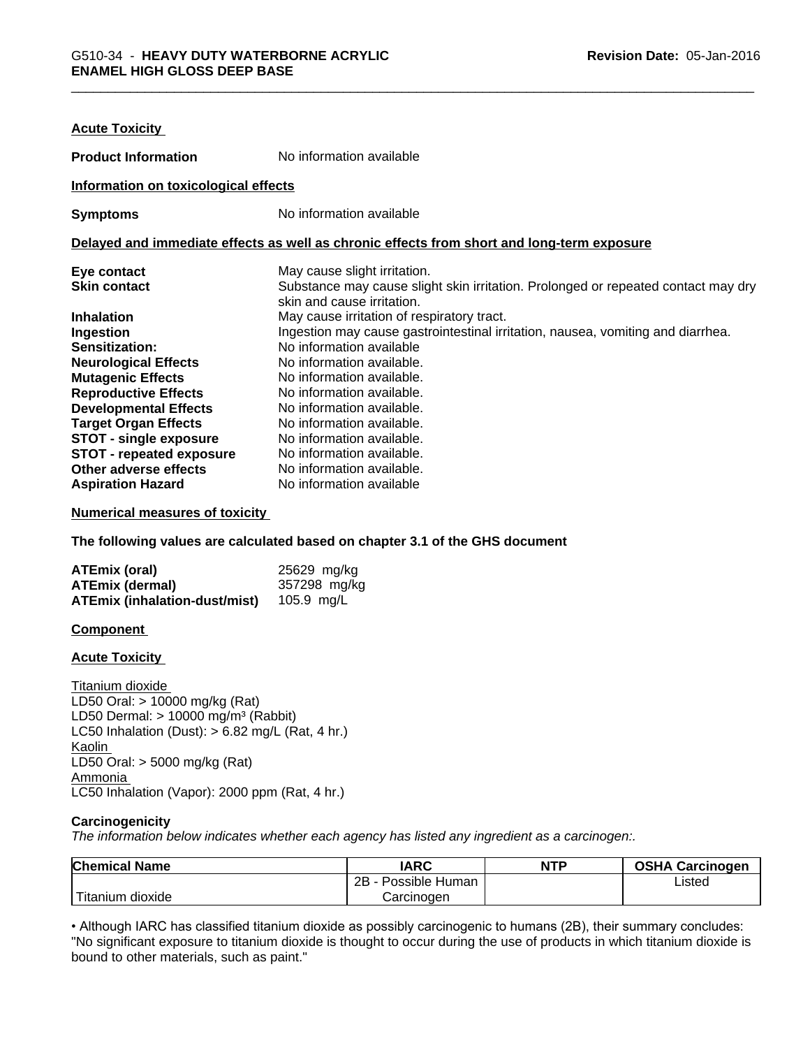**Acute Toxicity**

**Product Information** No information available

**Information on toxicological effects**

**Symptoms** No information available

**Delayed and immediate effects as well as chronic effects from short and long-term exposure**

**Eye contact** May cause slight irritation.
**Skin contact** Substance may cause slight skin irritation. Prolonged or repeated contact may dry skin and cause irritation.
**Inhalation** May cause irritation of respiratory tract.
**Ingestion** Ingestion may cause gastrointestinal irritation, nausea, vomiting and diarrhea.
**Sensitization:** No information available
**Neurological Effects** No information available.
**Mutagenic Effects** No information available.
**Reproductive Effects** No information available.
**Developmental Effects** No information available.
**Target Organ Effects** No information available.
**STOT - single exposure** No information available.
**STOT - repeated exposure** No information available.
**Other adverse effects** No information available.
**Aspiration Hazard** No information available

**Numerical measures of toxicity**

**The following values are calculated based on chapter 3.1 of the GHS document**

**ATEmix (oral)** 25629 mg/kg
**ATEmix (dermal)** 357298 mg/kg
**ATEmix (inhalation-dust/mist)** 105.9 mg/L

**Component**

**Acute Toxicity**

Titanium dioxide
LD50 Oral: > 10000 mg/kg (Rat)
LD50 Dermal: > 10000 mg/m³ (Rabbit)
LC50 Inhalation (Dust): > 6.82 mg/L (Rat, 4 hr.)
Kaolin
LD50 Oral: > 5000 mg/kg (Rat)
Ammonia
LC50 Inhalation (Vapor): 2000 ppm (Rat, 4 hr.)

**Carcinogenicity**

*The information below indicates whether each agency has listed any ingredient as a carcinogen:.*

| Chemical Name | IARC | NTP | OSHA Carcinogen |
|---|---|---|---|
| Titanium dioxide | 2B - Possible Human Carcinogen | | Listed |

• Although IARC has classified titanium dioxide as possibly carcinogenic to humans (2B), their summary concludes: "No significant exposure to titanium dioxide is thought to occur during the use of products in which titanium dioxide is bound to other materials, such as paint."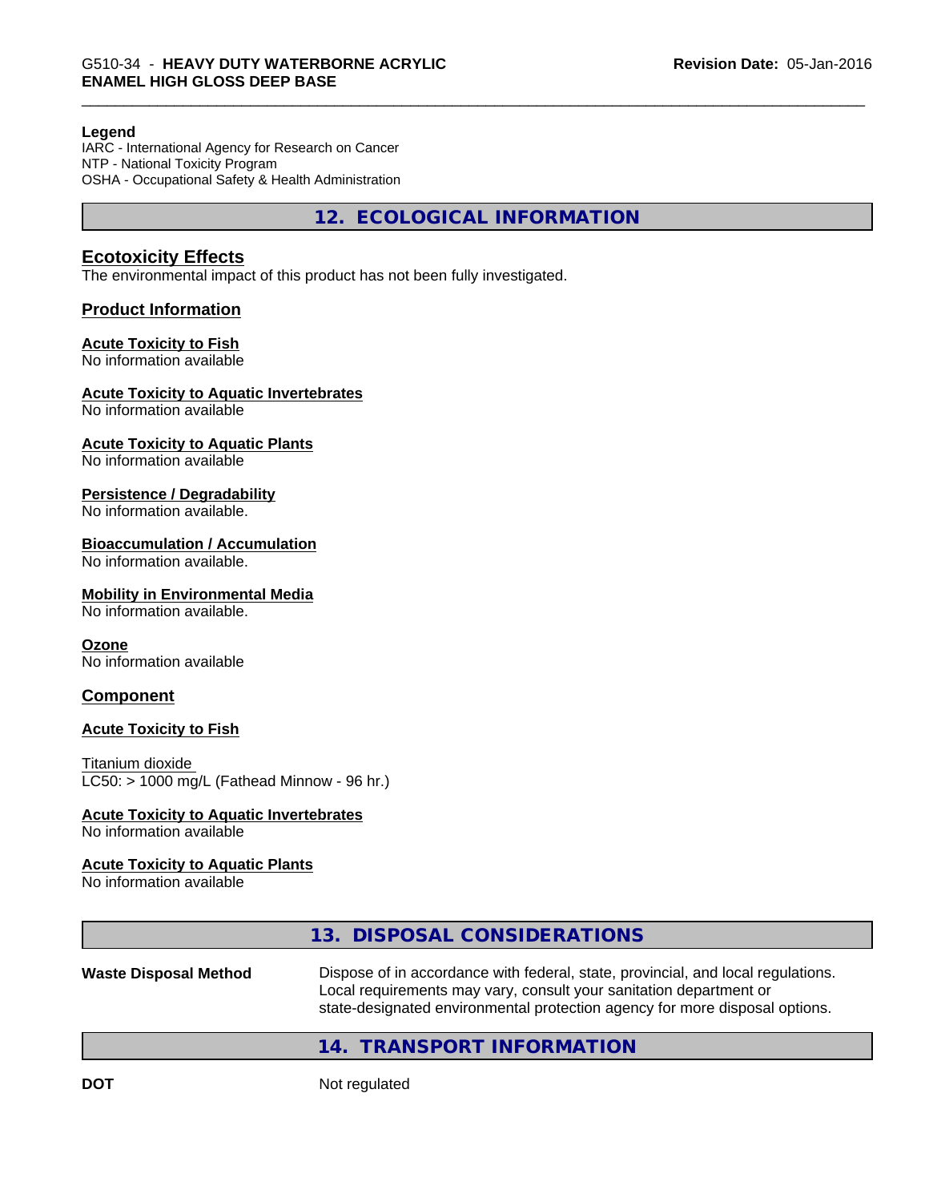**Legend**
IARC - International Agency for Research on Cancer
NTP - National Toxicity Program
OSHA - Occupational Safety & Health Administration

## 12. ECOLOGICAL INFORMATION

### Ecotoxicity Effects

The environmental impact of this product has not been fully investigated.

### Product Information

**Acute Toxicity to Fish**
No information available

**Acute Toxicity to Aquatic Invertebrates**
No information available

**Acute Toxicity to Aquatic Plants**
No information available

**Persistence / Degradability**
No information available.

**Bioaccumulation / Accumulation**
No information available.

**Mobility in Environmental Media**
No information available.

**Ozone**
No information available

### Component

**Acute Toxicity to Fish**

Titanium dioxide
LC50: > 1000 mg/L (Fathead Minnow - 96 hr.)

**Acute Toxicity to Aquatic Invertebrates**
No information available

**Acute Toxicity to Aquatic Plants**
No information available

## 13. DISPOSAL CONSIDERATIONS

**Waste Disposal Method** Dispose of in accordance with federal, state, provincial, and local regulations. Local requirements may vary, consult your sanitation department or state-designated environmental protection agency for more disposal options.

## 14. TRANSPORT INFORMATION

**DOT** Not regulated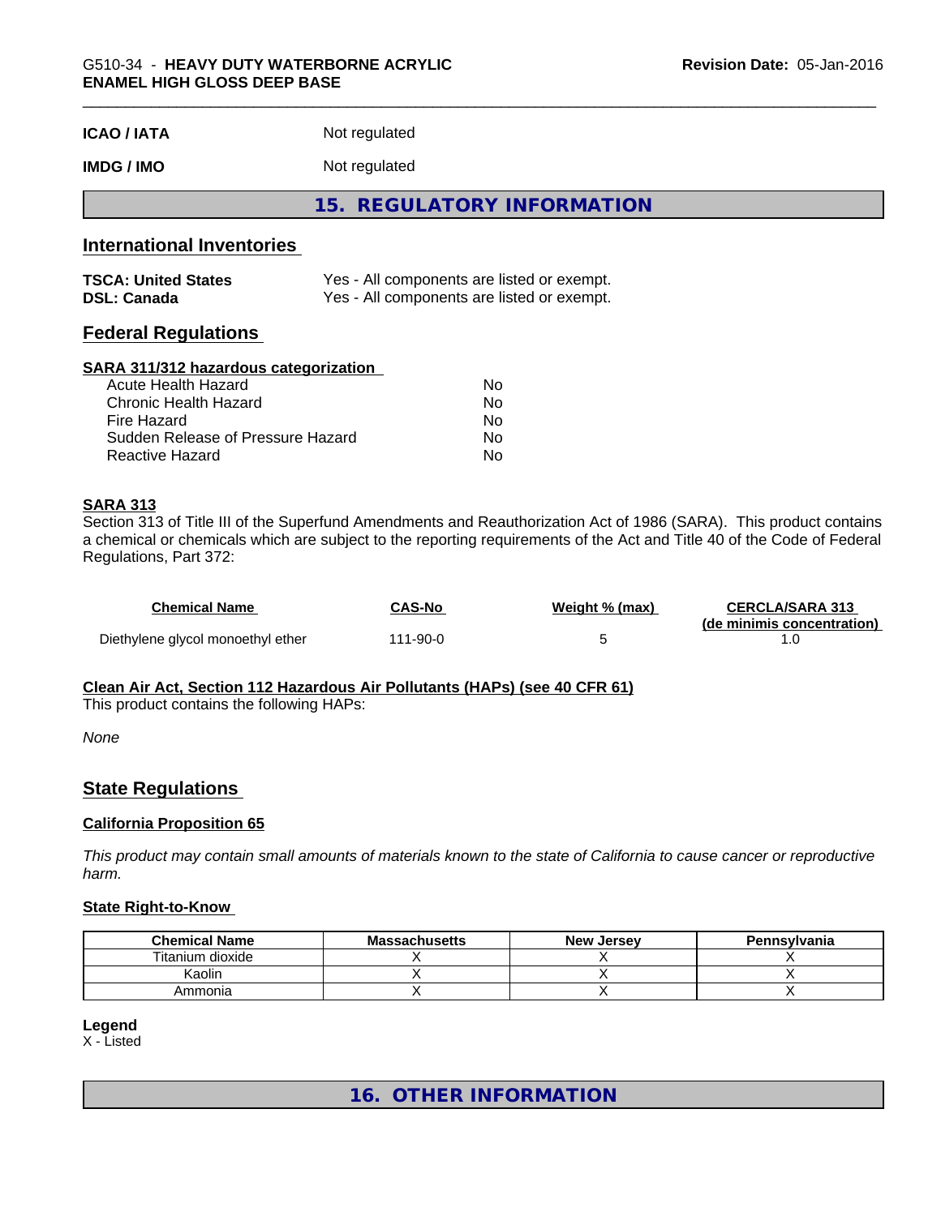| | |
|---|---|
| **ICAO / IATA** | Not regulated |
| **IMDG / IMO** | Not regulated |

## 15. REGULATORY INFORMATION

### International Inventories

| | |
|---|---|
| **TSCA: United States** | Yes - All components are listed or exempt. |
| **DSL: Canada** | Yes - All components are listed or exempt. |

### Federal Regulations

**SARA 311/312 hazardous categorization**

| | |
|---|---|
| Acute Health Hazard | No |
| Chronic Health Hazard | No |
| Fire Hazard | No |
| Sudden Release of Pressure Hazard | No |
| Reactive Hazard | No |

**SARA 313**

Section 313 of Title III of the Superfund Amendments and Reauthorization Act of 1986 (SARA). This product contains a chemical or chemicals which are subject to the reporting requirements of the Act and Title 40 of the Code of Federal Regulations, Part 372:

| Chemical Name | CAS-No | Weight % (max) | CERCLA/SARA 313 (de minimis concentration) |
|---|---|---|---|
| Diethylene glycol monoethyl ether | 111-90-0 | 5 | 1.0 |

**Clean Air Act, Section 112 Hazardous Air Pollutants (HAPs) (see 40 CFR 61)**

This product contains the following HAPs:

*None*

### State Regulations

**California Proposition 65**

*This product may contain small amounts of materials known to the state of California to cause cancer or reproductive harm.*

**State Right-to-Know**

| Chemical Name | Massachusetts | New Jersey | Pennsylvania |
|---|---|---|---|
| Titanium dioxide | X | X | X |
| Kaolin | X | X | X |
| Ammonia | X | X | X |

**Legend**

X - Listed

## 16. OTHER INFORMATION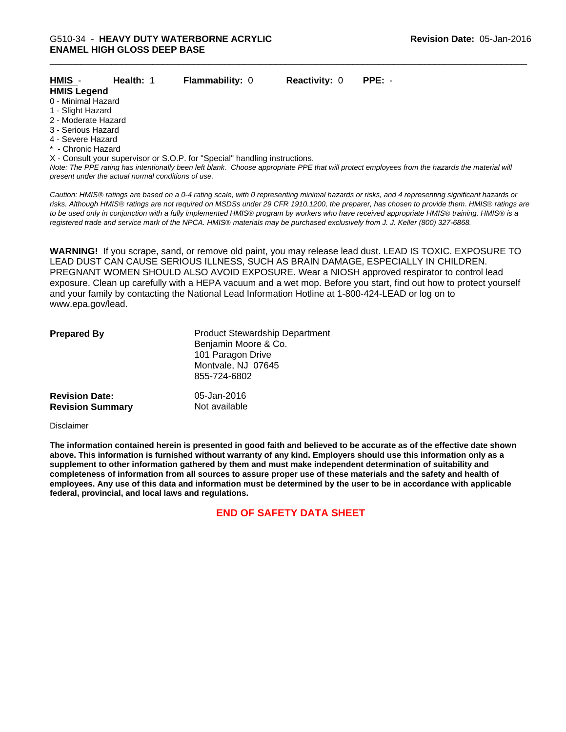**HMIS** - **Health:** 1 **Flammability:** 0 **Reactivity:** 0 **PPE:** -

**HMIS Legend**

0 - Minimal Hazard
1 - Slight Hazard
2 - Moderate Hazard
3 - Serious Hazard
4 - Severe Hazard
* - Chronic Hazard
X - Consult your supervisor or S.O.P. for "Special" handling instructions.

*Note: The PPE rating has intentionally been left blank. Choose appropriate PPE that will protect employees from the hazards the material will present under the actual normal conditions of use.*

*Caution: HMIS® ratings are based on a 0-4 rating scale, with 0 representing minimal hazards or risks, and 4 representing significant hazards or risks. Although HMIS® ratings are not required on MSDSs under 29 CFR 1910.1200, the preparer, has chosen to provide them. HMIS® ratings are to be used only in conjunction with a fully implemented HMIS® program by workers who have received appropriate HMIS® training. HMIS® is a registered trade and service mark of the NPCA. HMIS® materials may be purchased exclusively from J. J. Keller (800) 327-6868.*

**WARNING!** If you scrape, sand, or remove old paint, you may release lead dust. LEAD IS TOXIC. EXPOSURE TO LEAD DUST CAN CAUSE SERIOUS ILLNESS, SUCH AS BRAIN DAMAGE, ESPECIALLY IN CHILDREN. PREGNANT WOMEN SHOULD ALSO AVOID EXPOSURE. Wear a NIOSH approved respirator to control lead exposure. Clean up carefully with a HEPA vacuum and a wet mop. Before you start, find out how to protect yourself and your family by contacting the National Lead Information Hotline at 1-800-424-LEAD or log on to www.epa.gov/lead.

| | |
|---|---|
| **Prepared By** | Product Stewardship Department<br>Benjamin Moore & Co.<br>101 Paragon Drive<br>Montvale, NJ 07645<br>855-724-6802 |
| **Revision Date:** | 05-Jan-2016 |
| **Revision Summary** | Not available |

Disclaimer

**The information contained herein is presented in good faith and believed to be accurate as of the effective date shown above. This information is furnished without warranty of any kind. Employers should use this information only as a supplement to other information gathered by them and must make independent determination of suitability and completeness of information from all sources to assure proper use of these materials and the safety and health of employees. Any use of this data and information must be determined by the user to be in accordance with applicable federal, provincial, and local laws and regulations.**

**END OF SAFETY DATA SHEET**